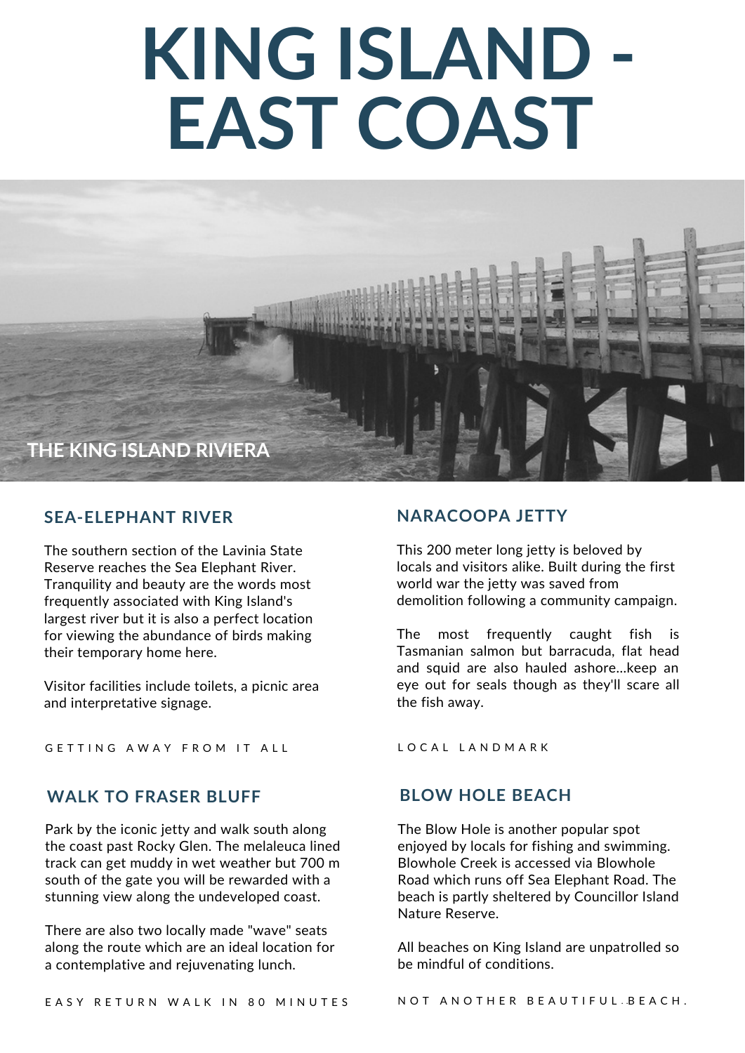# KING ISLAND - EAST COAST

THE KING ISLAND RIVIERA

## SEA-ELEPHANT RIVER

The southern section of the Lavinia State Reserve reaches the Sea Elephant River. Tranquility and beauty are the words most frequently associated with King Island's largest river but it is also a perfect location for viewing the abundance of birds making their temporary home here.

Visitor facilities include toilets, a picnic area and interpretative signage.

GETTING AWAY FROM IT ALL

## NARACOOPA JETTY

This 200 meter long jetty is beloved by locals and visitors alike. Built during the first world war the jetty was saved from demolition following a community campaign.

The most frequently caught fish is Tasmanian salmon but barracuda, flat head and squid are also hauled ashore...keep an eye out for seals though as they'll scare all the fish away.

LOCAL LANDMARK

## WALK TO FRASER BLUFF

Park by the iconic jetty and walk south along the coast past Rocky Glen. The melaleuca lined track can get muddy in wet weather but 700 m south of the gate you will be rewarded with a stunning view along the undeveloped coast.

There are also two locally made "wave" seats along the route which are an ideal location for a contemplative and rejuvenating lunch.

EASY RETURN WALK IN 80 MINUTES

## BLOW HOLE BEACH

The Blow Hole is another popular spot enjoyed by locals for fishing and swimming. Blowhole Creek is accessed via Blowhole Road which runs off Sea Elephant Road. The beach is partly sheltered by Councillor Island Nature Reserve.

All beaches on King Island are unpatrolled so be mindful of conditions.

NOT ANOTHER BEAUTIFUL BEACH.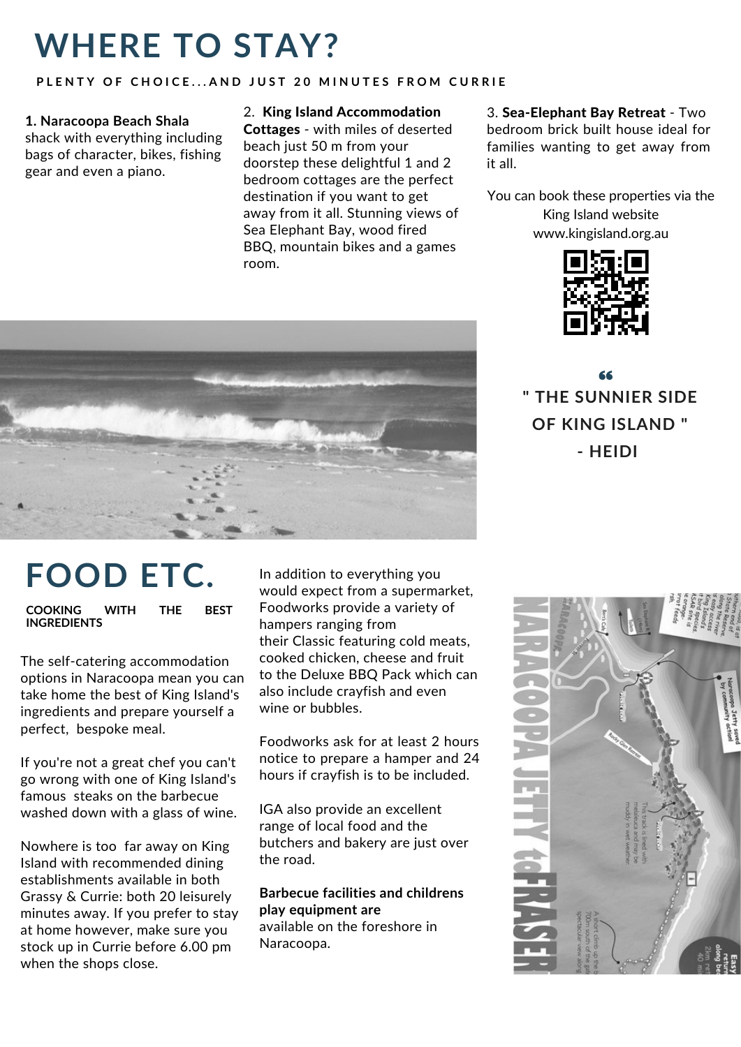# WHERE TO STAY?

PLENTY OF CHOICE...AND JUST 20 MINUTES FROM CURRIE

**1. Naracoopa Beach Shala**
shack with everything including bags of character, bikes, fishing gear and even a piano.

2. **King Island Accommodation Cottages** - with miles of deserted beach just 50 m from your doorstep these delightful 1 and 2 bedroom cottages are the perfect destination if you want to get away from it all. Stunning views of Sea Elephant Bay, wood fired BBQ, mountain bikes and a games room.

3. **Sea-Elephant Bay Retreat** - Two bedroom brick built house ideal for families wanting to get away from it all.

You can book these properties via the King Island website www.kingisland.org.au

" THE SUNNIER SIDE OF KING ISLAND "
- HEIDI

# FOOD ETC.

**COOKING WITH THE BEST INGREDIENTS**

The self-catering accommodation options in Naracoopa mean you can take home the best of King Island's ingredients and prepare yourself a perfect, bespoke meal.

If you're not a great chef you can't go wrong with one of King Island's famous steaks on the barbecue washed down with a glass of wine.

Nowhere is too far away on King Island with recommended dining establishments available in both Grassy & Currie: both 20 leisurely minutes away. If you prefer to stay at home however, make sure you stock up in Currie before 6.00 pm when the shops close.

In addition to everything you would expect from a supermarket, Foodworks provide a variety of hampers ranging from their Classic featuring cold meats, cooked chicken, cheese and fruit to the Deluxe BBQ Pack which can also include crayfish and even wine or bubbles.

Foodworks ask for at least 2 hours notice to prepare a hamper and 24 hours if crayfish is to be included.

IGA also provide an excellent range of local food and the butchers and bakery are just over the road.

**Barbecue facilities and childrens play equipment are** available on the foreshore in Naracoopa.